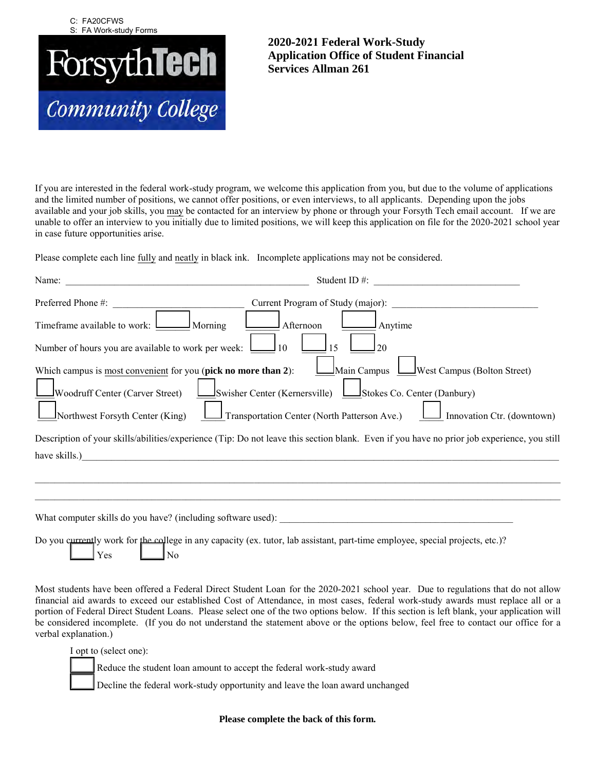C: FA20CFWS
S: FA Work-study Forms

**Forsyth Tech Community College**

# 2020-2021 Federal Work-Study Application Office of Student Financial Services Allman 261

If you are interested in the federal work-study program, we welcome this application from you, but due to the volume of applications and the limited number of positions, we cannot offer positions, or even interviews, to all applicants. Depending upon the jobs available and your job skills, you may be contacted for an interview by phone or through your Forsyth Tech email account. If we are unable to offer an interview to you initially due to limited positions, we will keep this application on file for the 2020-2021 school year in case future opportunities arise.

Please complete each line fully and neatly in black ink. Incomplete applications may not be considered.

Name: ____________________________________________ Student ID #: ___________________________

Preferred Phone #: ________________________ Current Program of Study (major): ___________________________

Timeframe available to work: ☐ Morning ☐ Afternoon ☐ Anytime

Number of hours you are available to work per week: ☐ 10 ☐ 15 ☐ 20

Which campus is most convenient for you (**pick no more than 2**): ☐ Main Campus ☐ West Campus (Bolton Street) ☐ Woodruff Center (Carver Street) ☐ Swisher Center (Kernersville) ☐ Stokes Co. Center (Danbury) ☐ Northwest Forsyth Center (King) ☐ Transportation Center (North Patterson Ave.) ☐ Innovation Ctr. (downtown)

Description of your skills/abilities/experience (Tip: Do not leave this section blank. Even if you have no prior job experience, you still have skills.)______________________________________________________________________________

______________________________________________________________________________

______________________________________________________________________________

What computer skills do you have? (including software used): ____________________________________________

Do you currently work for the college in any capacity (ex. tutor, lab assistant, part-time employee, special projects, etc.)?
☐ Yes ☐ No

Most students have been offered a Federal Direct Student Loan for the 2020-2021 school year. Due to regulations that do not allow financial aid awards to exceed our established Cost of Attendance, in most cases, federal work-study awards must replace all or a portion of Federal Direct Student Loans. Please select one of the two options below. If this section is left blank, your application will be considered incomplete. (If you do not understand the statement above or the options below, feel free to contact our office for a verbal explanation.)

I opt to (select one):

☐ Reduce the student loan amount to accept the federal work-study award

☐ Decline the federal work-study opportunity and leave the loan award unchanged

**Please complete the back of this form.**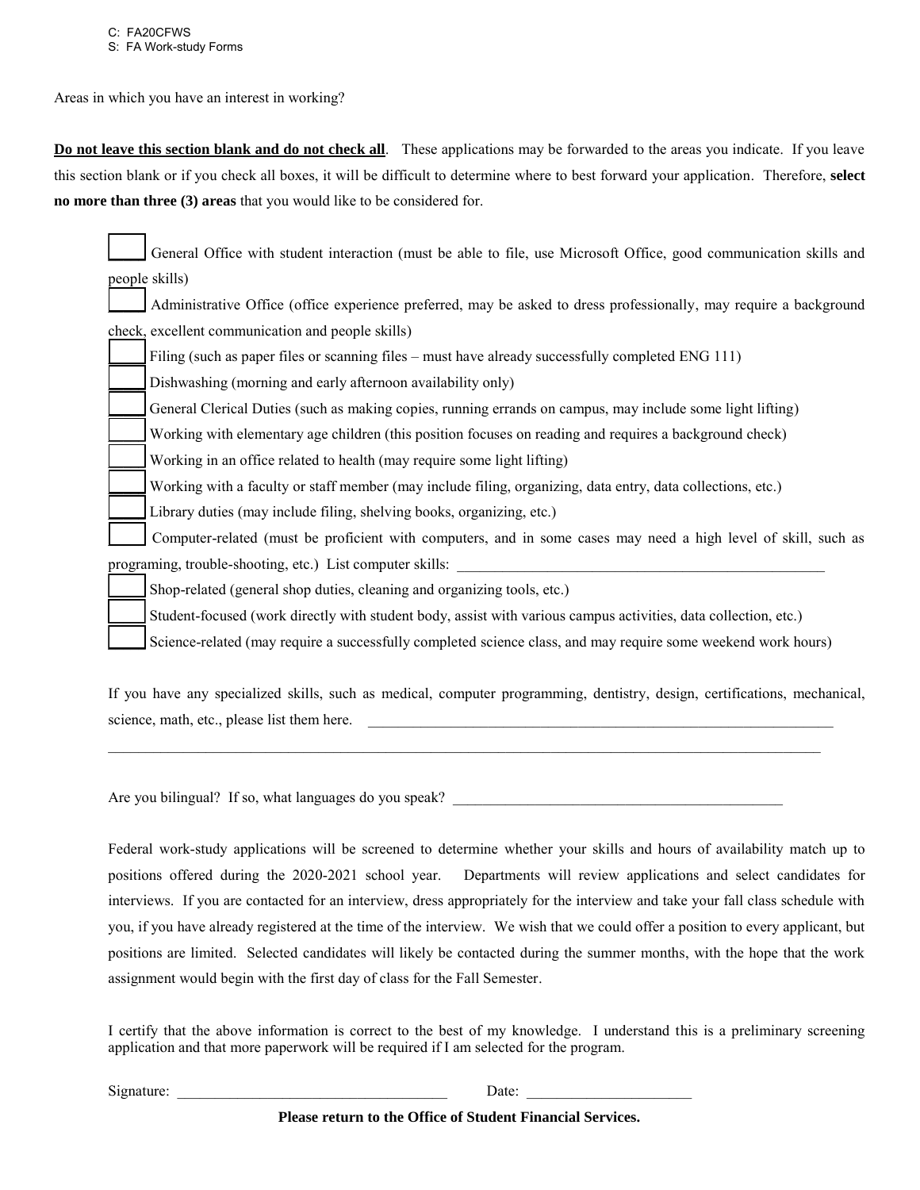C: FA20CFWS
S: FA Work-study Forms

Areas in which you have an interest in working?

**Do not leave this section blank and do not check all**. These applications may be forwarded to the areas you indicate. If you leave this section blank or if you check all boxes, it will be difficult to determine where to best forward your application. Therefore, **select no more than three (3) areas** that you would like to be considered for.

- [ ] General Office with student interaction (must be able to file, use Microsoft Office, good communication skills and people skills)
- [ ] Administrative Office (office experience preferred, may be asked to dress professionally, may require a background check, excellent communication and people skills)
- [ ] Filing (such as paper files or scanning files – must have already successfully completed ENG 111)
- [ ] Dishwashing (morning and early afternoon availability only)
- [ ] General Clerical Duties (such as making copies, running errands on campus, may include some light lifting)
- [ ] Working with elementary age children (this position focuses on reading and requires a background check)
- [ ] Working in an office related to health (may require some light lifting)
- [ ] Working with a faculty or staff member (may include filing, organizing, data entry, data collections, etc.)
- [ ] Library duties (may include filing, shelving books, organizing, etc.)
- [ ] Computer-related (must be proficient with computers, and in some cases may need a high level of skill, such as programing, trouble-shooting, etc.) List computer skills: ____________________________________________________
- [ ] Shop-related (general shop duties, cleaning and organizing tools, etc.)
- [ ] Student-focused (work directly with student body, assist with various campus activities, data collection, etc.)
- [ ] Science-related (may require a successfully completed science class, and may require some weekend work hours)

If you have any specialized skills, such as medical, computer programming, dentistry, design, certifications, mechanical, science, math, etc., please list them here. ____________________________________________________________________

______________________________________________________________________________________________________

Are you bilingual? If so, what languages do you speak? ______________________________________________

Federal work-study applications will be screened to determine whether your skills and hours of availability match up to positions offered during the 2020-2021 school year. Departments will review applications and select candidates for interviews. If you are contacted for an interview, dress appropriately for the interview and take your fall class schedule with you, if you have already registered at the time of the interview. We wish that we could offer a position to every applicant, but positions are limited. Selected candidates will likely be contacted during the summer months, with the hope that the work assignment would begin with the first day of class for the Fall Semester.

I certify that the above information is correct to the best of my knowledge. I understand this is a preliminary screening application and that more paperwork will be required if I am selected for the program.

Signature: ____________________________________ Date: ______________________

**Please return to the Office of Student Financial Services.**